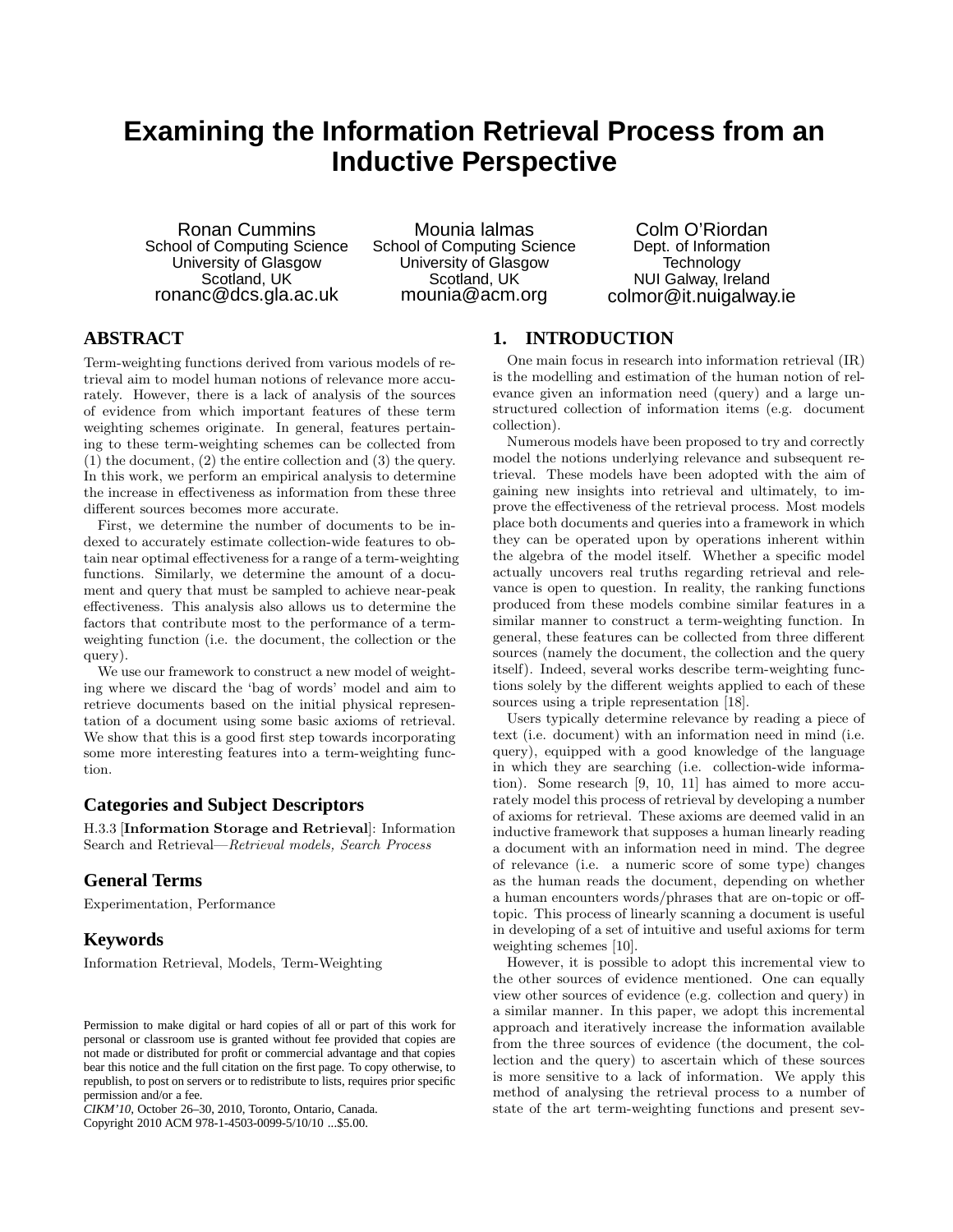# Examining the Information Retrieval Process from an Inductive Perspective

Ronan Cummins
School of Computing Science
University of Glasgow
Scotland, UK
ronanc@dcs.gla.ac.uk

Mounia lalmas
School of Computing Science
University of Glasgow
Scotland, UK
mounia@acm.org

Colm O'Riordan
Dept. of Information Technology
NUI Galway, Ireland
colmor@it.nuigalway.ie

## ABSTRACT

Term-weighting functions derived from various models of retrieval aim to model human notions of relevance more accurately. However, there is a lack of analysis of the sources of evidence from which important features of these term weighting schemes originate. In general, features pertaining to these term-weighting schemes can be collected from (1) the document, (2) the entire collection and (3) the query. In this work, we perform an empirical analysis to determine the increase in effectiveness as information from these three different sources becomes more accurate.

First, we determine the number of documents to be indexed to accurately estimate collection-wide features to obtain near optimal effectiveness for a range of a term-weighting functions. Similarly, we determine the amount of a document and query that must be sampled to achieve near-peak effectiveness. This analysis also allows us to determine the factors that contribute most to the performance of a term-weighting function (i.e. the document, the collection or the query).

We use our framework to construct a new model of weighting where we discard the 'bag of words' model and aim to retrieve documents based on the initial physical representation of a document using some basic axioms of retrieval. We show that this is a good first step towards incorporating some more interesting features into a term-weighting function.

### Categories and Subject Descriptors

H.3.3 [**Information Storage and Retrieval**]: Information Search and Retrieval—*Retrieval models, Search Process*

### General Terms

Experimentation, Performance

### Keywords

Information Retrieval, Models, Term-Weighting

Permission to make digital or hard copies of all or part of this work for personal or classroom use is granted without fee provided that copies are not made or distributed for profit or commercial advantage and that copies bear this notice and the full citation on the first page. To copy otherwise, to republish, to post on servers or to redistribute to lists, requires prior specific permission and/or a fee.
*CIKM'10,* October 26–30, 2010, Toronto, Ontario, Canada.
Copyright 2010 ACM 978-1-4503-0099-5/10/10 ...$5.00.

## 1. INTRODUCTION

One main focus in research into information retrieval (IR) is the modelling and estimation of the human notion of relevance given an information need (query) and a large unstructured collection of information items (e.g. document collection).

Numerous models have been proposed to try and correctly model the notions underlying relevance and subsequent retrieval. These models have been adopted with the aim of gaining new insights into retrieval and ultimately, to improve the effectiveness of the retrieval process. Most models place both documents and queries into a framework in which they can be operated upon by operations inherent within the algebra of the model itself. Whether a specific model actually uncovers real truths regarding retrieval and relevance is open to question. In reality, the ranking functions produced from these models combine similar features in a similar manner to construct a term-weighting function. In general, these features can be collected from three different sources (namely the document, the collection and the query itself). Indeed, several works describe term-weighting functions solely by the different weights applied to each of these sources using a triple representation [18].

Users typically determine relevance by reading a piece of text (i.e. document) with an information need in mind (i.e. query), equipped with a good knowledge of the language in which they are searching (i.e. collection-wide information). Some research [9, 10, 11] has aimed to more accurately model this process of retrieval by developing a number of axioms for retrieval. These axioms are deemed valid in an inductive framework that supposes a human linearly reading a document with an information need in mind. The degree of relevance (i.e. a numeric score of some type) changes as the human reads the document, depending on whether a human encounters words/phrases that are on-topic or off-topic. This process of linearly scanning a document is useful in developing of a set of intuitive and useful axioms for term weighting schemes [10].

However, it is possible to adopt this incremental view to the other sources of evidence mentioned. One can equally view other sources of evidence (e.g. collection and query) in a similar manner. In this paper, we adopt this incremental approach and iteratively increase the information available from the three sources of evidence (the document, the collection and the query) to ascertain which of these sources is more sensitive to a lack of information. We apply this method of analysing the retrieval process to a number of state of the art term-weighting functions and present sev-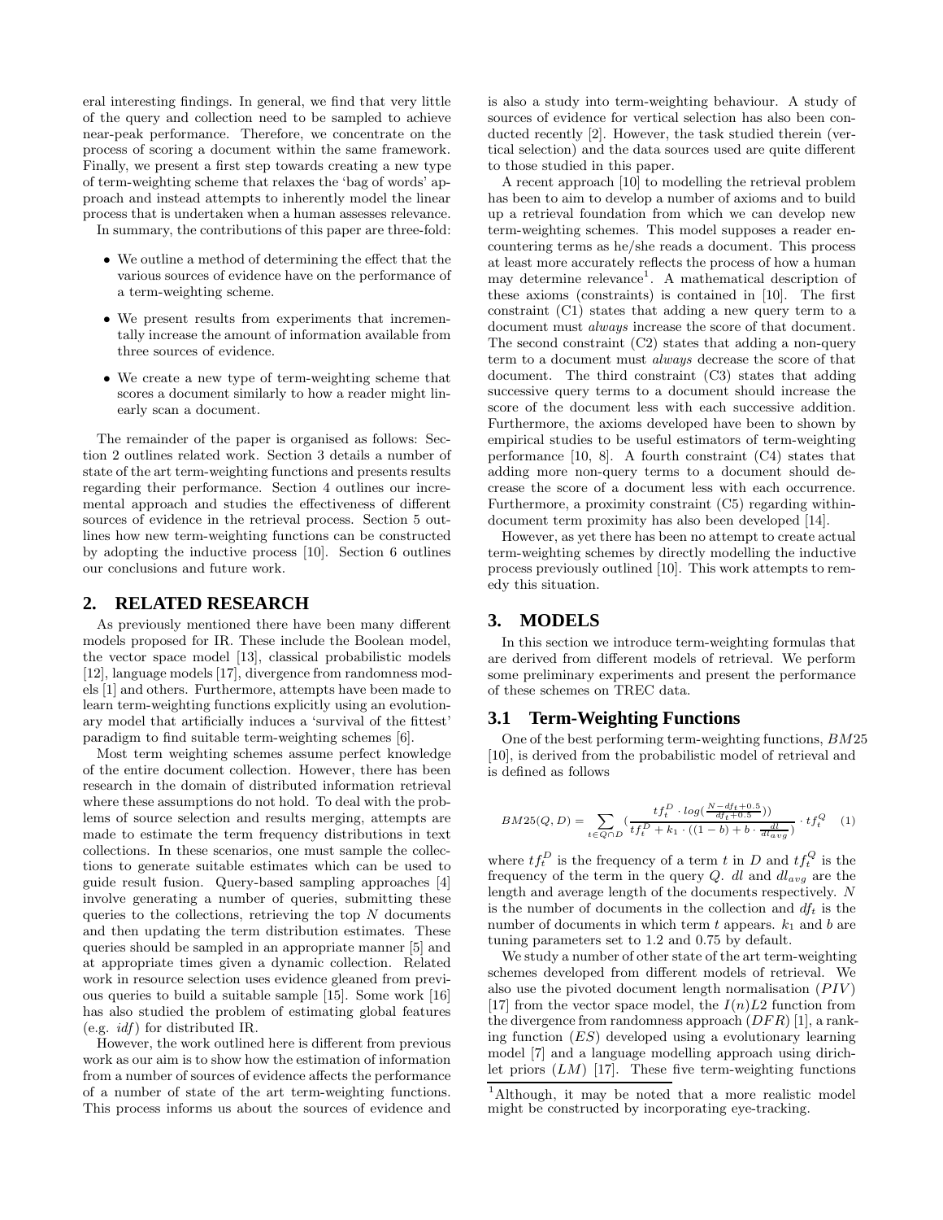eral interesting findings. In general, we find that very little of the query and collection need to be sampled to achieve near-peak performance. Therefore, we concentrate on the process of scoring a document within the same framework. Finally, we present a first step towards creating a new type of term-weighting scheme that relaxes the 'bag of words' approach and instead attempts to inherently model the linear process that is undertaken when a human assesses relevance.

In summary, the contributions of this paper are three-fold:

- We outline a method of determining the effect that the various sources of evidence have on the performance of a term-weighting scheme.
- We present results from experiments that incrementally increase the amount of information available from three sources of evidence.
- We create a new type of term-weighting scheme that scores a document similarly to how a reader might linearly scan a document.

The remainder of the paper is organised as follows: Section 2 outlines related work. Section 3 details a number of state of the art term-weighting functions and presents results regarding their performance. Section 4 outlines our incremental approach and studies the effectiveness of different sources of evidence in the retrieval process. Section 5 outlines how new term-weighting functions can be constructed by adopting the inductive process [10]. Section 6 outlines our conclusions and future work.

## 2. RELATED RESEARCH

As previously mentioned there have been many different models proposed for IR. These include the Boolean model, the vector space model [13], classical probabilistic models [12], language models [17], divergence from randomness models [1] and others. Furthermore, attempts have been made to learn term-weighting functions explicitly using an evolutionary model that artificially induces a 'survival of the fittest' paradigm to find suitable term-weighting schemes [6].

Most term weighting schemes assume perfect knowledge of the entire document collection. However, there has been research in the domain of distributed information retrieval where these assumptions do not hold. To deal with the problems of source selection and results merging, attempts are made to estimate the term frequency distributions in text collections. In these scenarios, one must sample the collections to generate suitable estimates which can be used to guide result fusion. Query-based sampling approaches [4] involve generating a number of queries, submitting these queries to the collections, retrieving the top $N$ documents and then updating the term distribution estimates. These queries should be sampled in an appropriate manner [5] and at appropriate times given a dynamic collection. Related work in resource selection uses evidence gleaned from previous queries to build a suitable sample [15]. Some work [16] has also studied the problem of estimating global features (e.g. *idf*) for distributed IR.

However, the work outlined here is different from previous work as our aim is to show how the estimation of information from a number of sources of evidence affects the performance of a number of state of the art term-weighting functions. This process informs us about the sources of evidence and is also a study into term-weighting behaviour. A study of sources of evidence for vertical selection has also been conducted recently [2]. However, the task studied therein (vertical selection) and the data sources used are quite different to those studied in this paper.

A recent approach [10] to modelling the retrieval problem has been to aim to develop a number of axioms and to build up a retrieval foundation from which we can develop new term-weighting schemes. This model supposes a reader encountering terms as he/she reads a document. This process at least more accurately reflects the process of how a human may determine relevance[1]. A mathematical description of these axioms (constraints) is contained in [10]. The first constraint (C1) states that adding a new query term to a document must *always* increase the score of that document. The second constraint (C2) states that adding a non-query term to a document must *always* decrease the score of that document. The third constraint (C3) states that adding successive query terms to a document should increase the score of the document less with each successive addition. Furthermore, the axioms developed have been to shown by empirical studies to be useful estimators of term-weighting performance [10, 8]. A fourth constraint (C4) states that adding more non-query terms to a document should decrease the score of a document less with each occurrence. Furthermore, a proximity constraint (C5) regarding within-document term proximity has also been developed [14].

However, as yet there has been no attempt to create actual term-weighting schemes by directly modelling the inductive process previously outlined [10]. This work attempts to remedy this situation.

## 3. MODELS

In this section we introduce term-weighting formulas that are derived from different models of retrieval. We perform some preliminary experiments and present the performance of these schemes on TREC data.

### 3.1 Term-Weighting Functions

One of the best performing term-weighting functions, $BM25$ [10], is derived from the probabilistic model of retrieval and is defined as follows

$$BM25(Q,D) = \sum_{t \in Q \cap D} \left( \frac{tf_t^D \cdot log(\frac{N - df_t + 0.5}{df_t + 0.5}))}{tf_t^D + k_1 \cdot ((1-b) + b \cdot \frac{dl}{dl_{avg}})} \right) \cdot tf_t^Q \quad (1)$$

where $tf_t^D$ is the frequency of a term $t$ in $D$ and $tf_t^Q$ is the frequency of the term in the query $Q$. $dl$ and $dl_{avg}$ are the length and average length of the documents respectively. $N$ is the number of documents in the collection and $df_t$ is the number of documents in which term $t$ appears. $k_1$ and $b$ are tuning parameters set to 1.2 and 0.75 by default.

We study a number of other state of the art term-weighting schemes developed from different models of retrieval. We also use the pivoted document length normalisation ($PIV$) [17] from the vector space model, the $I(n)L2$ function from the divergence from randomness approach ($DFR$) [1], a ranking function ($ES$) developed using a evolutionary learning model [7] and a language modelling approach using dirichlet priors ($LM$) [17]. These five term-weighting functions

[1] Although, it may be noted that a more realistic model might be constructed by incorporating eye-tracking.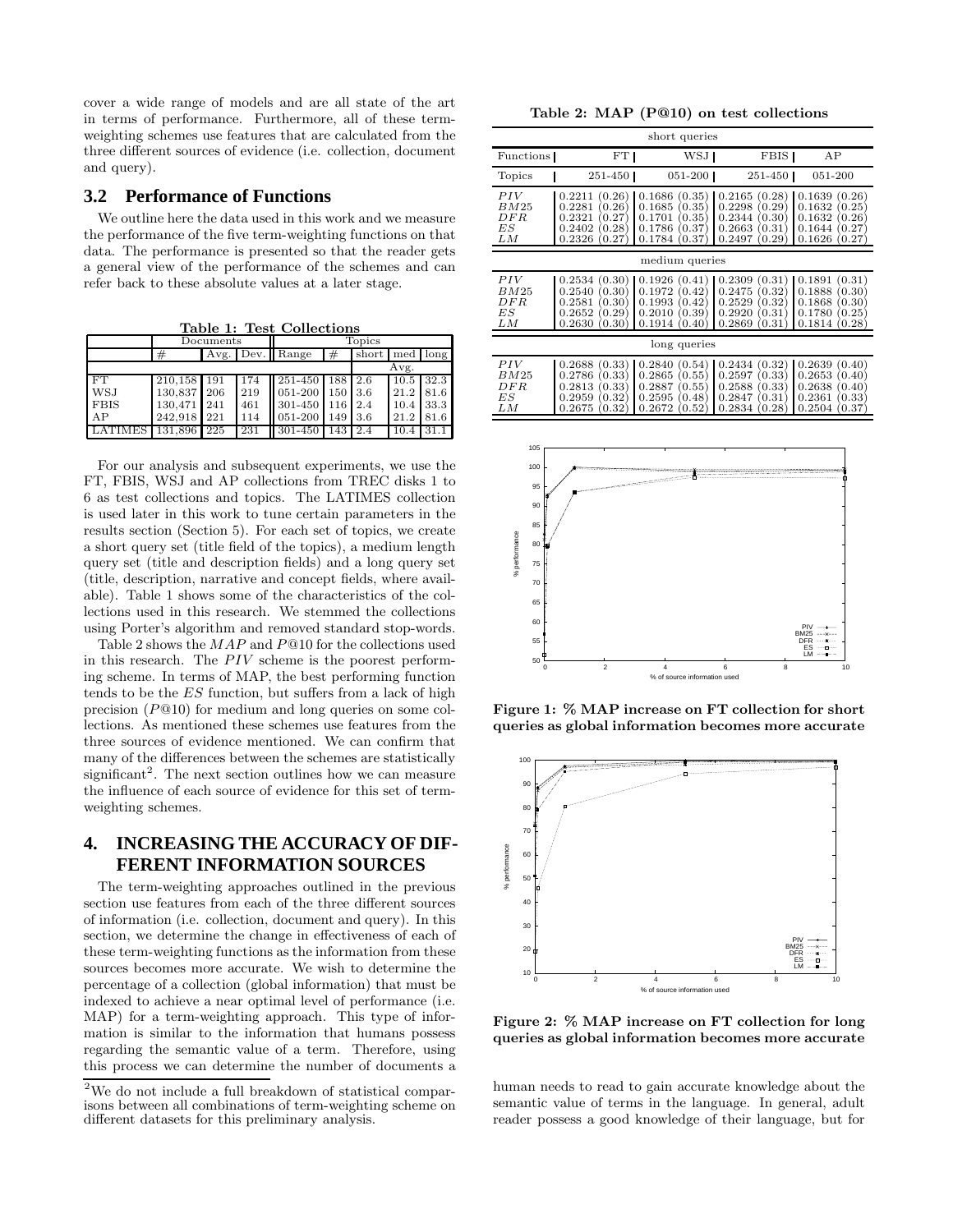cover a wide range of models and are all state of the art in terms of performance. Furthermore, all of these term-weighting schemes use features that are calculated from the three different sources of evidence (i.e. collection, document and query).

## 3.2 Performance of Functions

We outline here the data used in this work and we measure the performance of the five term-weighting functions on that data. The performance is presented so that the reader gets a general view of the performance of the schemes and can refer back to these absolute values at a later stage.

**Table 1: Test Collections**

| | Documents | | | Topics | | | | |
|---|---|---|---|---|---|---|---|---|
| | # | Avg. | Dev. | Range | # | short | med | long |
| | | | | | | Avg. | | |
| FT | 210,158 | 191 | 174 | 251-450 | 188 | 2.6 | 10.5 | 32.3 |
| WSJ | 130,837 | 206 | 219 | 051-200 | 150 | 3.6 | 21.2 | 81.6 |
| FBIS | 130,471 | 241 | 461 | 301-450 | 116 | 2.4 | 10.4 | 33.3 |
| AP | 242,918 | 221 | 114 | 051-200 | 149 | 3.6 | 21.2 | 81.6 |
| LATIMES | 131,896 | 225 | 231 | 301-450 | 143 | 2.4 | 10.4 | 31.1 |

For our analysis and subsequent experiments, we use the FT, FBIS, WSJ and AP collections from TREC disks 1 to 6 as test collections and topics. The LATIMES collection is used later in this work to tune certain parameters in the results section (Section 5). For each set of topics, we create a short query set (title field of the topics), a medium length query set (title and description fields) and a long query set (title, description, narrative and concept fields, where available). Table 1 shows some of the characteristics of the collections used in this research. We stemmed the collections using Porter's algorithm and removed standard stop-words.

Table 2 shows the $MAP$ and $P@10$ for the collections used in this research. The $PIV$ scheme is the poorest performing scheme. In terms of MAP, the best performing function tends to be the $ES$ function, but suffers from a lack of high precision ($P@10$) for medium and long queries on some collections. As mentioned these schemes use features from the three sources of evidence mentioned. We can confirm that many of the differences between the schemes are statistically significant[2]. The next section outlines how we can measure the influence of each source of evidence for this set of term-weighting schemes.

## 4. INCREASING THE ACCURACY OF DIFFERENT INFORMATION SOURCES

The term-weighting approaches outlined in the previous section use features from each of the three different sources of information (i.e. collection, document and query). In this section, we determine the change in effectiveness of each of these term-weighting functions as the information from these sources becomes more accurate. We wish to determine the percentage of a collection (global information) that must be indexed to achieve a near optimal level of performance (i.e. MAP) for a term-weighting approach. This type of information is similar to the information that humans possess regarding the semantic value of a term. Therefore, using this process we can determine the number of documents a human needs to read to gain accurate knowledge about the semantic value of terms in the language. In general, adult reader possess a good knowledge of their language, but for

[2] We do not include a full breakdown of statistical comparisons between all combinations of term-weighting scheme on different datasets for this preliminary analysis.

**Table 2: MAP (P@10) on test collections**

| Functions | FT | WSJ | FBIS | AP |
|---|---|---|---|---|
| Topics | 251-450 | 051-200 | 251-450 | 051-200 |
| **short queries** | | | | |
| $PIV$ | 0.2211 (0.26) | 0.1686 (0.35) | 0.2165 (0.28) | 0.1639 (0.26) |
| $BM25$ | 0.2281 (0.26) | 0.1685 (0.35) | 0.2298 (0.29) | 0.1632 (0.25) |
| $DFR$ | 0.2321 (0.27) | 0.1701 (0.35) | 0.2344 (0.30) | 0.1632 (0.26) |
| $ES$ | 0.2402 (0.28) | 0.1786 (0.37) | 0.2663 (0.31) | 0.1644 (0.27) |
| $LM$ | 0.2326 (0.27) | 0.1784 (0.37) | 0.2497 (0.29) | 0.1626 (0.27) |
| **medium queries** | | | | |
| $PIV$ | 0.2534 (0.30) | 0.1926 (0.41) | 0.2309 (0.31) | 0.1891 (0.31) |
| $BM25$ | 0.2540 (0.30) | 0.1972 (0.42) | 0.2475 (0.32) | 0.1888 (0.30) |
| $DFR$ | 0.2581 (0.30) | 0.1993 (0.42) | 0.2529 (0.32) | 0.1868 (0.30) |
| $ES$ | 0.2652 (0.29) | 0.2010 (0.39) | 0.2920 (0.31) | 0.1780 (0.25) |
| $LM$ | 0.2630 (0.30) | 0.1914 (0.40) | 0.2869 (0.31) | 0.1814 (0.28) |
| **long queries** | | | | |
| $PIV$ | 0.2688 (0.33) | 0.2840 (0.54) | 0.2434 (0.32) | 0.2639 (0.40) |
| $BM25$ | 0.2786 (0.33) | 0.2865 (0.55) | 0.2597 (0.33) | 0.2653 (0.40) |
| $DFR$ | 0.2813 (0.33) | 0.2887 (0.55) | 0.2588 (0.33) | 0.2638 (0.40) |
| $ES$ | 0.2959 (0.32) | 0.2595 (0.48) | 0.2847 (0.31) | 0.2361 (0.33) |
| $LM$ | 0.2675 (0.32) | 0.2672 (0.52) | 0.2834 (0.28) | 0.2504 (0.37) |

**Figure 1: % MAP increase on FT collection for short queries as global information becomes more accurate**

**Figure 2: % MAP increase on FT collection for long queries as global information becomes more accurate**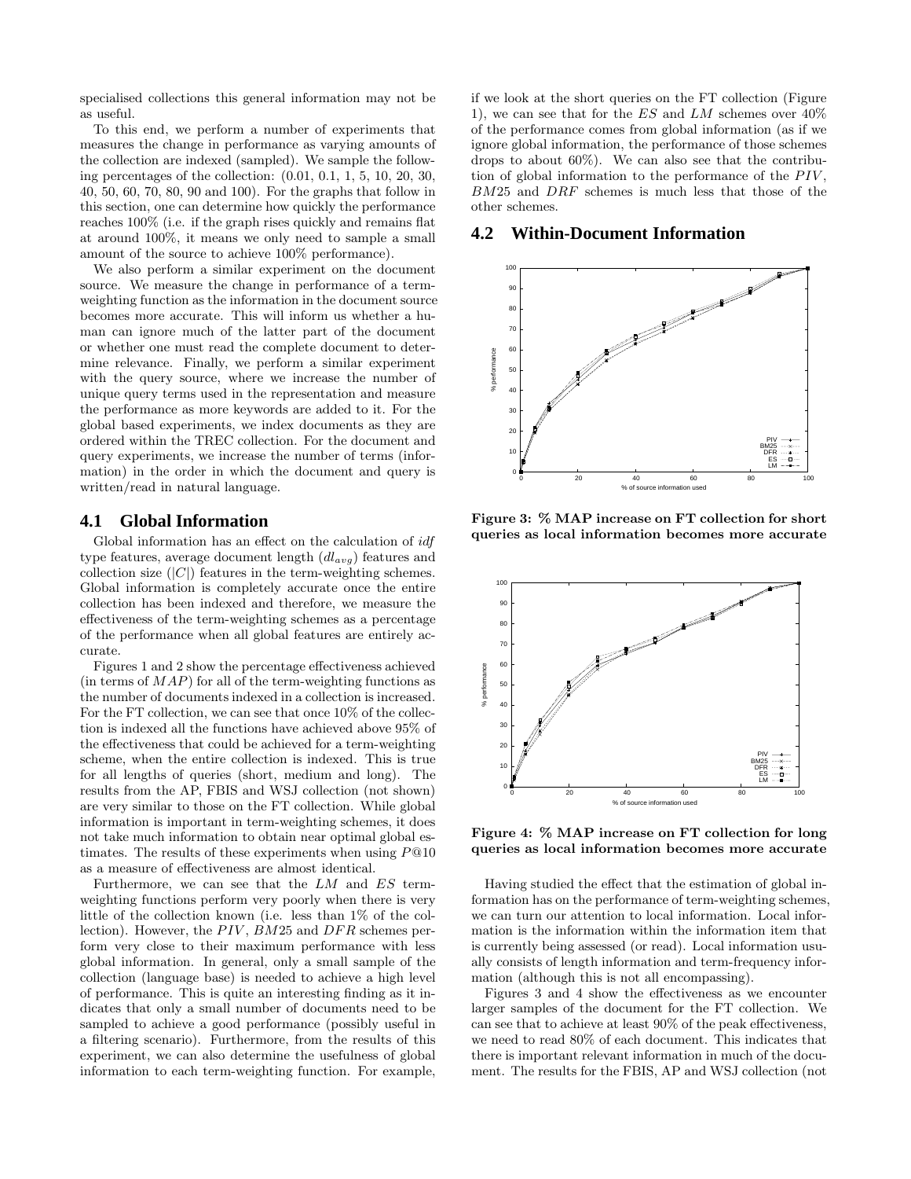specialised collections this general information may not be as useful.

To this end, we perform a number of experiments that measures the change in performance as varying amounts of the collection are indexed (sampled). We sample the following percentages of the collection: (0.01, 0.1, 1, 5, 10, 20, 30, 40, 50, 60, 70, 80, 90 and 100). For the graphs that follow in this section, one can determine how quickly the performance reaches 100% (i.e. if the graph rises quickly and remains flat at around 100%, it means we only need to sample a small amount of the source to achieve 100% performance).

We also perform a similar experiment on the document source. We measure the change in performance of a term-weighting function as the information in the document source becomes more accurate. This will inform us whether a human can ignore much of the latter part of the document or whether one must read the complete document to determine relevance. Finally, we perform a similar experiment with the query source, where we increase the number of unique query terms used in the representation and measure the performance as more keywords are added to it. For the global based experiments, we index documents as they are ordered within the TREC collection. For the document and query experiments, we increase the number of terms (information) in the order in which the document and query is written/read in natural language.

## 4.1 Global Information

Global information has an effect on the calculation of *idf* type features, average document length ($dl_{avg}$) features and collection size ($|C|$) features in the term-weighting schemes. Global information is completely accurate once the entire collection has been indexed and therefore, we measure the effectiveness of the term-weighting schemes as a percentage of the performance when all global features are entirely accurate.

Figures 1 and 2 show the percentage effectiveness achieved (in terms of $MAP$) for all of the term-weighting functions as the number of documents indexed in a collection is increased. For the FT collection, we can see that once 10% of the collection is indexed all the functions have achieved above 95% of the effectiveness that could be achieved for a term-weighting scheme, when the entire collection is indexed. This is true for all lengths of queries (short, medium and long). The results from the AP, FBIS and WSJ collection (not shown) are very similar to those on the FT collection. While global information is important in term-weighting schemes, it does not take much information to obtain near optimal global estimates. The results of these experiments when using $P@10$ as a measure of effectiveness are almost identical.

Furthermore, we can see that the $LM$ and $ES$ term-weighting functions perform very poorly when there is very little of the collection known (i.e. less than 1% of the collection). However, the $PIV$, $BM25$ and $DFR$ schemes perform very close to their maximum performance with less global information. In general, only a small sample of the collection (language base) is needed to achieve a high level of performance. This is quite an interesting finding as it indicates that only a small number of documents need to be sampled to achieve a good performance (possibly useful in a filtering scenario). Furthermore, from the results of this experiment, we can also determine the usefulness of global information to each term-weighting function. For example, if we look at the short queries on the FT collection (Figure 1), we can see that for the $ES$ and $LM$ schemes over 40% of the performance comes from global information (as if we ignore global information, the performance of those schemes drops to about 60%). We can also see that the contribution of global information to the performance of the $PIV$, $BM25$ and $DRF$ schemes is much less that those of the other schemes.

## 4.2 Within-Document Information

**Figure 3: % MAP increase on FT collection for short queries as local information becomes more accurate**

**Figure 4: % MAP increase on FT collection for long queries as local information becomes more accurate**

Having studied the effect that the estimation of global information has on the performance of term-weighting schemes, we can turn our attention to local information. Local information is the information within the information item that is currently being assessed (or read). Local information usually consists of length information and term-frequency information (although this is not all encompassing).

Figures 3 and 4 show the effectiveness as we encounter larger samples of the document for the FT collection. We can see that to achieve at least 90% of the peak effectiveness, we need to read 80% of each document. This indicates that there is important relevant information in much of the document. The results for the FBIS, AP and WSJ collection (not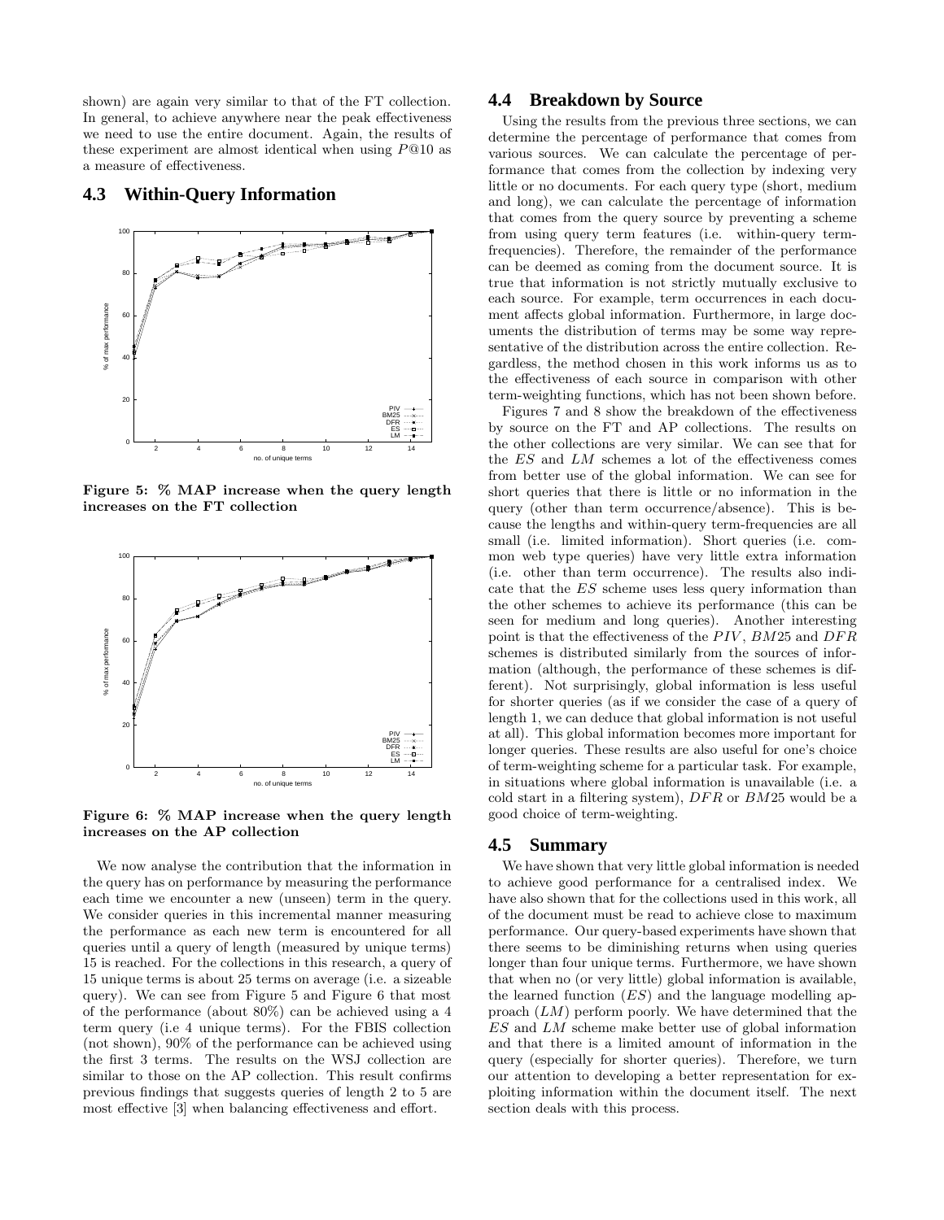shown) are again very similar to that of the FT collection. In general, to achieve anywhere near the peak effectiveness we need to use the entire document. Again, the results of these experiment are almost identical when using $P@10$ as a measure of effectiveness.

## 4.3 Within-Query Information

% of max performance

no. of unique terms

PIV
BM25
DFR
ES
LM

**Figure 5: % MAP increase when the query length increases on the FT collection**

% of max performance

no. of unique terms

PIV
BM25
DFR
ES
LM

**Figure 6: % MAP increase when the query length increases on the AP collection**

We now analyse the contribution that the information in the query has on performance by measuring the performance each time we encounter a new (unseen) term in the query. We consider queries in this incremental manner measuring the performance as each new term is encountered for all queries until a query of length (measured by unique terms) 15 is reached. For the collections in this research, a query of 15 unique terms is about 25 terms on average (i.e. a sizeable query). We can see from Figure 5 and Figure 6 that most of the performance (about 80%) can be achieved using a 4 term query (i.e 4 unique terms). For the FBIS collection (not shown), 90% of the performance can be achieved using the first 3 terms. The results on the WSJ collection are similar to those on the AP collection. This result confirms previous findings that suggests queries of length 2 to 5 are most effective [3] when balancing effectiveness and effort.

## 4.4 Breakdown by Source

Using the results from the previous three sections, we can determine the percentage of performance that comes from various sources. We can calculate the percentage of performance that comes from the collection by indexing very little or no documents. For each query type (short, medium and long), we can calculate the percentage of information that comes from the query source by preventing a scheme from using query term features (i.e. within-query term-frequencies). Therefore, the remainder of the performance can be deemed as coming from the document source. It is true that information is not strictly mutually exclusive to each source. For example, term occurrences in each document affects global information. Furthermore, in large documents the distribution of terms may be some way representative of the distribution across the entire collection. Regardless, the method chosen in this work informs us as to the effectiveness of each source in comparison with other term-weighting functions, which has not been shown before.

Figures 7 and 8 show the breakdown of the effectiveness by source on the FT and AP collections. The results on the other collections are very similar. We can see that for the $ES$ and $LM$ schemes a lot of the effectiveness comes from better use of the global information. We can see for short queries that there is little or no information in the query (other than term occurrence/absence). This is because the lengths and within-query term-frequencies are all small (i.e. limited information). Short queries (i.e. common web type queries) have very little extra information (i.e. other than term occurrence). The results also indicate that the $ES$ scheme uses less query information than the other schemes to achieve its performance (this can be seen for medium and long queries). Another interesting point is that the effectiveness of the $PIV$, $BM25$ and $DFR$ schemes is distributed similarly from the sources of information (although, the performance of these schemes is different). Not surprisingly, global information is less useful for shorter queries (as if we consider the case of a query of length 1, we can deduce that global information is not useful at all). This global information becomes more important for longer queries. These results are also useful for one's choice of term-weighting scheme for a particular task. For example, in situations where global information is unavailable (i.e. a cold start in a filtering system), $DFR$ or $BM25$ would be a good choice of term-weighting.

## 4.5 Summary

We have shown that very little global information is needed to achieve good performance for a centralised index. We have also shown that for the collections used in this work, all of the document must be read to achieve close to maximum performance. Our query-based experiments have shown that there seems to be diminishing returns when using queries longer than four unique terms. Furthermore, we have shown that when no (or very little) global information is available, the learned function ($ES$) and the language modelling approach ($LM$) perform poorly. We have determined that the $ES$ and $LM$ scheme make better use of global information and that there is a limited amount of information in the query (especially for shorter queries). Therefore, we turn our attention to developing a better representation for exploiting information within the document itself. The next section deals with this process.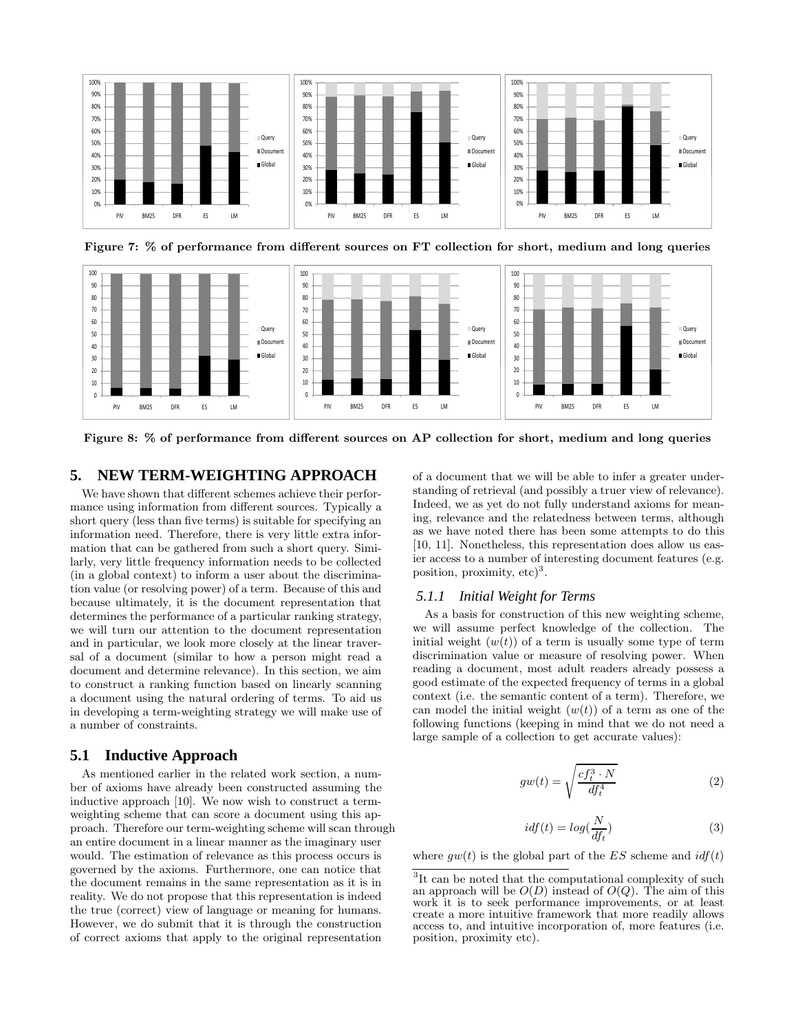100%
90%
80%
70%
60%
50%
40%
30%
20%
10%
0%
PIV BM25 DFR ES LM
Query
Document
Global

100%
90%
80%
70%
60%
50%
40%
30%
20%
10%
0%
PIV BM25 DFR ES LM
Query
Document
Global

100%
90%
80%
70%
60%
50%
40%
30%
20%
10%
0%
PIV BM25 DFR ES LM
Query
Document
Global

**Figure 7: % of performance from different sources on FT collection for short, medium and long queries**

100
90
80
70
60
50
40
30
20
10
0
PIV BM25 DFR ES LM
Query
Document
Global

100
90
80
70
60
50
40
30
20
10
0
PIV BM25 DFR ES LM
Query
Document
Global

100
90
80
70
60
50
40
30
20
10
0
PIV BM25 DFR ES LM
Query
Document
Global

**Figure 8: % of performance from different sources on AP collection for short, medium and long queries**

## 5. NEW TERM-WEIGHTING APPROACH

We have shown that different schemes achieve their performance using information from different sources. Typically a short query (less than five terms) is suitable for specifying an information need. Therefore, there is very little extra information that can be gathered from such a short query. Similarly, very little frequency information needs to be collected (in a global context) to inform a user about the discrimination value (or resolving power) of a term. Because of this and because ultimately, it is the document representation that determines the performance of a particular ranking strategy, we will turn our attention to the document representation and in particular, we look more closely at the linear traversal of a document (similar to how a person might read a document and determine relevance). In this section, we aim to construct a ranking function based on linearly scanning a document using the natural ordering of terms. To aid us in developing a term-weighting strategy we will make use of a number of constraints.

### 5.1 Inductive Approach

As mentioned earlier in the related work section, a number of axioms have already been constructed assuming the inductive approach [10]. We now wish to construct a term-weighting scheme that can score a document using this approach. Therefore our term-weighting scheme will scan through an entire document in a linear manner as the imaginary user would. The estimation of relevance as this process occurs is governed by the axioms. Furthermore, one can notice that the document remains in the same representation as it is in reality. We do not propose that this representation is indeed the true (correct) view of language or meaning for humans. However, we do submit that it is through the construction of correct axioms that apply to the original representation of a document that we will be able to infer a greater understanding of retrieval (and possibly a truer view of relevance). Indeed, we as yet do not fully understand axioms for meaning, relevance and the relatedness between terms, although as we have noted there has been some attempts to do this [10, 11]. Nonetheless, this representation does allow us easier access to a number of interesting document features (e.g. position, proximity, etc)[3].

#### 5.1.1 *Initial Weight for Terms*

As a basis for construction of this new weighting scheme, we will assume perfect knowledge of the collection. The initial weight ($w(t)$) of a term is usually some type of term discrimination value or measure of resolving power. When reading a document, most adult readers already possess a good estimate of the expected frequency of terms in a global context (i.e. the semantic content of a term). Therefore, we can model the initial weight ($w(t)$) of a term as one of the following functions (keeping in mind that we do not need a large sample of a collection to get accurate values):

$$gw(t) = \sqrt{\frac{cf_t^3 \cdot N}{df_t^4}} \tag{2}$$

$$idf(t) = log(\frac{N}{df_t}) \tag{3}$$

where $gw(t)$ is the global part of the $ES$ scheme and $idf(t)$

[3]It can be noted that the computational complexity of such an approach will be $O(D)$ instead of $O(Q)$. The aim of this work it is to seek performance improvements, or at least create a more intuitive framework that more readily allows access to, and intuitive incorporation of, more features (i.e. position, proximity etc).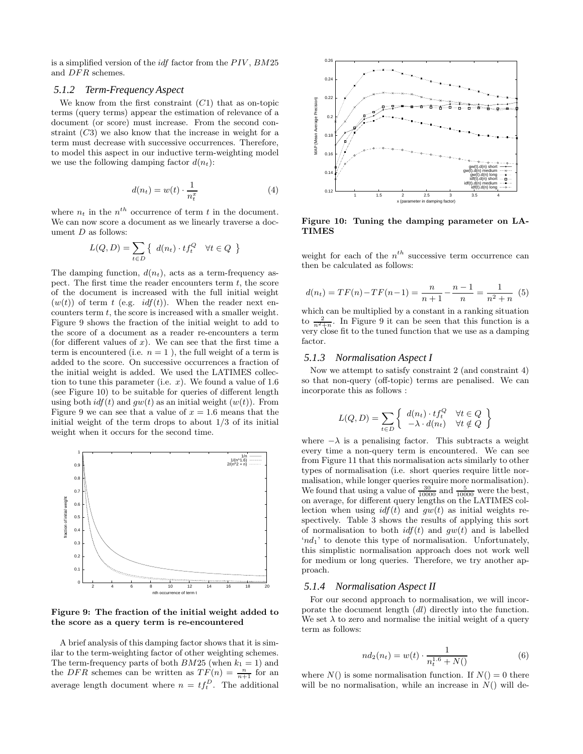is a simplified version of the *idf* factor from the *PIV*, *BM*25 and *DFR* schemes.

### 5.1.2 Term-Frequency Aspect

We know from the first constraint ($C1$) that as on-topic terms (query terms) appear the estimation of relevance of a document (or score) must increase. From the second constraint ($C3$) we also know that the increase in weight for a term must decrease with successive occurrences. Therefore, to model this aspect in our inductive term-weighting model we use the following damping factor $d(n_t)$:

$$d(n_t) = w(t) \cdot \frac{1}{n_t^x} \quad (4)$$

where $n_t$ in the $n^{th}$ occurrence of term $t$ in the document. We can now score a document as we linearly traverse a document $D$ as follows:

$$L(Q, D) = \sum_{t \in D} \left\{ \; d(n_t) \cdot tf_t^Q \quad \forall t \in Q \; \right\}$$

The damping function, $d(n_t)$, acts as a term-frequency aspect. The first time the reader encounters term $t$, the score of the document is increased with the full initial weight ($w(t)$) of term $t$ (e.g. $idf(t)$). When the reader next encounters term $t$, the score is increased with a smaller weight. Figure 9 shows the fraction of the initial weight to add to the score of a document as a reader re-encounters a term (for different values of $x$). We can see that the first time a term is encountered (i.e. $n = 1$), the full weight of a term is added to the score. On successive occurrences a fraction of the initial weight is added. We used the LATIMES collection to tune this parameter (i.e. $x$). We found a value of 1.6 (see Figure 10) to be suitable for queries of different length using both $idf(t)$ and $gw(t)$ as an initial weight ($w(t)$). From Figure 9 we can see that a value of $x = 1.6$ means that the initial weight of the term drops to about 1/3 of its initial weight when it occurs for the second time.

**Figure 9: The fraction of the initial weight added to the score as a query term is re-encountered**

A brief analysis of this damping factor shows that it is similar to the term-weighting factor of other weighting schemes. The term-frequency parts of both $BM25$ (when $k_1 = 1$) and the $DFR$ schemes can be written as $TF(n) = \frac{n}{n+1}$ for an average length document where $n = tf_t^D$. The additional

**Figure 10: Tuning the damping parameter on LATIMES**

weight for each of the $n^{th}$ successive term occurrence can then be calculated as follows:

$$d(n_t) = TF(n) - TF(n-1) = \frac{n}{n+1} - \frac{n-1}{n} = \frac{1}{n^2+n} \quad (5)$$

which can be multiplied by a constant in a ranking situation to $\frac{2}{n^2+n}$. In Figure 9 it can be seen that this function is a very close fit to the tuned function that we use as a damping factor.

### 5.1.3 Normalisation Aspect I

Now we attempt to satisfy constraint 2 (and constraint 4) so that non-query (off-topic) terms are penalised. We can incorporate this as follows :

$$L(Q, D) = \sum_{t \in D} \left\{ \begin{array}{ll} d(n_t) \cdot tf_t^Q & \forall t \in Q \\ -\lambda \cdot d(n_t) & \forall t \notin Q \end{array} \right\}$$

where $-\lambda$ is a penalising factor. This subtracts a weight every time a non-query term is encountered. We can see from Figure 11 that this normalisation acts similarly to other types of normalisation (i.e. short queries require little normalisation, while longer queries require more normalisation). We found that using a value of $\frac{30}{10000}$ and $\frac{5}{10000}$ were the best, on average, for different query lengths on the LATIMES collection when using $idf(t)$ and $gw(t)$ as initial weights respectively. Table 3 shows the results of applying this sort of normalisation to both $idf(t)$ and $gw(t)$ and is labelled '$nd_1$' to denote this type of normalisation. Unfortunately, this simplistic normalisation approach does not work well for medium or long queries. Therefore, we try another approach.

### 5.1.4 Normalisation Aspect II

For our second approach to normalisation, we will incorporate the document length ($dl$) directly into the function. We set $\lambda$ to zero and normalise the initial weight of a query term as follows:

$$nd_2(n_t) = w(t) \cdot \frac{1}{n_t^{1.6} + N()} \quad (6)$$

where $N()$ is some normalisation function. If $N() = 0$ there will be no normalisation, while an increase in $N()$ will de-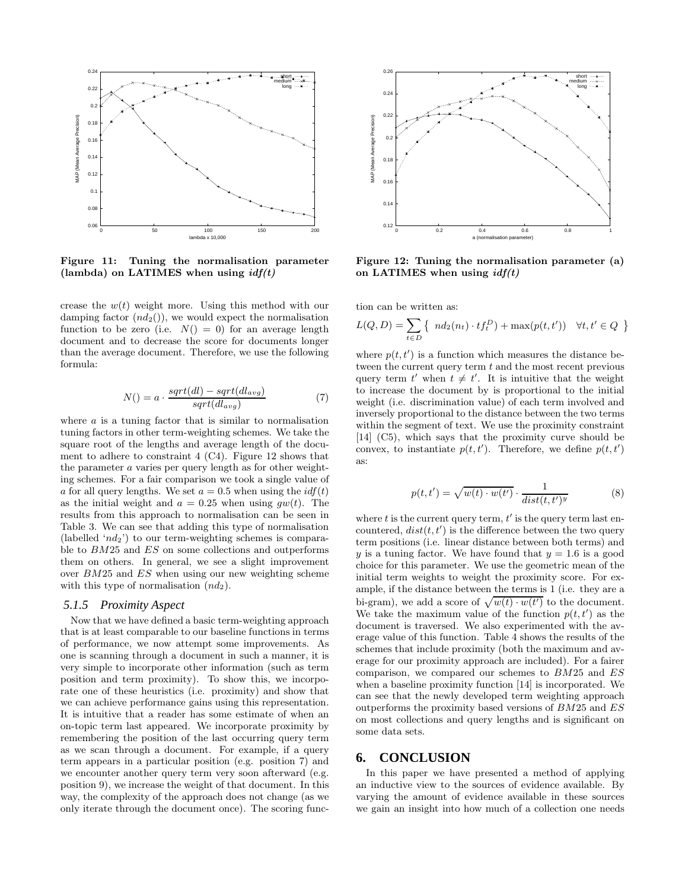**Figure 11: Tuning the normalisation parameter (lambda) on LATIMES when using *idf(t)***

**Figure 12: Tuning the normalisation parameter (a) on LATIMES when using *idf(t)***

crease the $w(t)$ weight more. Using this method with our damping factor ($nd_2()$), we would expect the normalisation function to be zero (i.e. $N() = 0$) for an average length document and to decrease the score for documents longer than the average document. Therefore, we use the following formula:

$$N() = a \cdot \frac{sqrt(dl) - sqrt(dl_{avg})}{sqrt(dl_{avg})} \tag{7}$$

where $a$ is a tuning factor that is similar to normalisation tuning factors in other term-weighting schemes. We take the square root of the lengths and average length of the document to adhere to constraint 4 (C4). Figure 12 shows that the parameter $a$ varies per query length as for other weighting schemes. For a fair comparison we took a single value of $a$ for all query lengths. We set $a = 0.5$ when using the $idf(t)$ as the initial weight and $a = 0.25$ when using $gw(t)$. The results from this approach to normalisation can be seen in Table 3. We can see that adding this type of normalisation (labelled '$nd_2$') to our term-weighting schemes is comparable to $BM25$ and $ES$ on some collections and outperforms them on others. In general, we see a slight improvement over $BM25$ and $ES$ when using our new weighting scheme with this type of normalisation ($nd_2$).

### *5.1.5 Proximity Aspect*

Now that we have defined a basic term-weighting approach that is at least comparable to our baseline functions in terms of performance, we now attempt some improvements. As one is scanning through a document in such a manner, it is very simple to incorporate other information (such as term position and term proximity). To show this, we incorporate one of these heuristics (i.e. proximity) and show that we can achieve performance gains using this representation. It is intuitive that a reader has some estimate of when an on-topic term last appeared. We incorporate proximity by remembering the position of the last occurring query term as we scan through a document. For example, if a query term appears in a particular position (e.g. position 7) and we encounter another query term very soon afterward (e.g. position 9), we increase the weight of that document. In this way, the complexity of the approach does not change (as we only iterate through the document once). The scoring function can be written as:

$$L(Q, D) = \sum_{t \in D} \{ \; nd_2(n_t) \cdot tf_t^D) + \max(p(t, t')) \quad \forall t, t' \in Q \; \}$$

where $p(t, t')$ is a function which measures the distance between the current query term $t$ and the most recent previous query term $t'$ when $t \neq t'$. It is intuitive that the weight to increase the document by is proportional to the initial weight (i.e. discrimination value) of each term involved and inversely proportional to the distance between the two terms within the segment of text. We use the proximity constraint [14] (C5), which says that the proximity curve should be convex, to instantiate $p(t, t')$. Therefore, we define $p(t, t')$ as:

$$p(t, t') = \sqrt{w(t) \cdot w(t')} \cdot \frac{1}{dist(t, t')^y} \tag{8}$$

where $t$ is the current query term, $t'$ is the query term last encountered, $dist(t, t')$ is the difference between the two query term positions (i.e. linear distance between both terms) and $y$ is a tuning factor. We have found that $y = 1.6$ is a good choice for this parameter. We use the geometric mean of the initial term weights to weight the proximity score. For example, if the distance between the terms is 1 (i.e. they are a bi-gram), we add a score of $\sqrt{w(t) \cdot w(t')}$ to the document. We take the maximum value of the function $p(t, t')$ as the document is traversed. We also experimented with the average value of this function. Table 4 shows the results of the schemes that include proximity (both the maximum and average for our proximity approach are included). For a fairer comparison, we compared our schemes to $BM25$ and $ES$ when a baseline proximity function [14] is incorporated. We can see that the newly developed term weighting approach outperforms the proximity based versions of $BM25$ and $ES$ on most collections and query lengths and is significant on some data sets.

## 6. CONCLUSION

In this paper we have presented a method of applying an inductive view to the sources of evidence available. By varying the amount of evidence available in these sources we gain an insight into how much of a collection one needs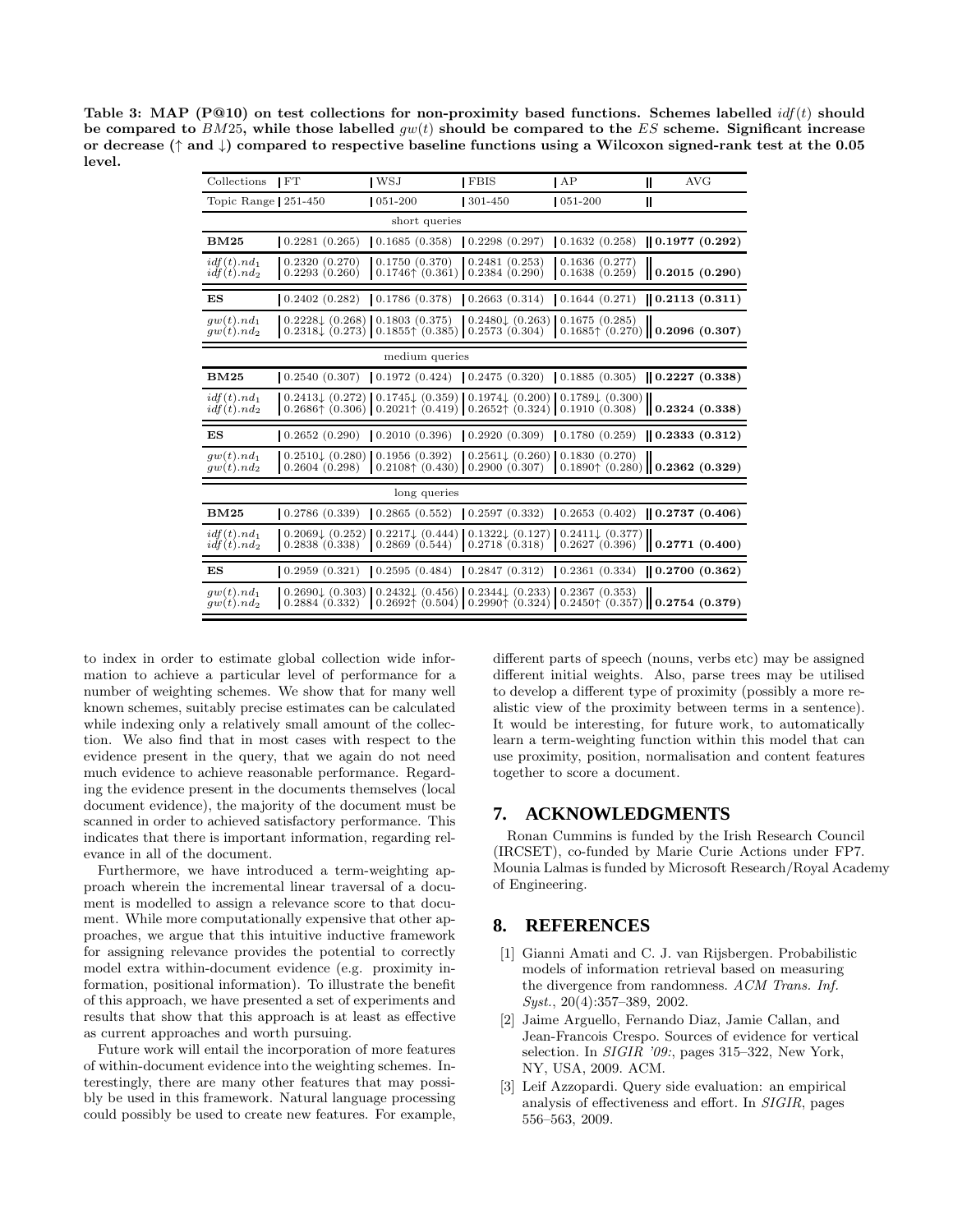**Table 3: MAP (P@10) on test collections for non-proximity based functions. Schemes labelled $idf(t)$ should be compared to $BM25$, while those labelled $gw(t)$ should be compared to the $ES$ scheme. Significant increase or decrease (↑ and ↓) compared to respective baseline functions using a Wilcoxon signed-rank test at the 0.05 level.**

| Collections | FT | WSJ | FBIS | AP | AVG |
|---|---|---|---|---|---|
| Topic Range | 251-450 | 051-200 | 301-450 | 051-200 | |
| | | short queries | | | |
| **BM25** | 0.2281 (0.265) | 0.1685 (0.358) | 0.2298 (0.297) | 0.1632 (0.258) | **0.1977 (0.292)** |
| $idf(t).nd_1$ | 0.2320 (0.270) | 0.1750 (0.370) | 0.2481 (0.253) | 0.1636 (0.277) | |
| $idf(t).nd_2$ | 0.2293 (0.260) | 0.1746↑ (0.361) | 0.2384 (0.290) | 0.1638 (0.259) | **0.2015 (0.290)** |
| **ES** | 0.2402 (0.282) | 0.1786 (0.378) | 0.2663 (0.314) | 0.1644 (0.271) | **0.2113 (0.311)** |
| $gw(t).nd_1$ | 0.2228↓ (0.268) | 0.1803 (0.375) | 0.2480↓ (0.263) | 0.1675 (0.285) | |
| $gw(t).nd_2$ | 0.2318↓ (0.273) | 0.1855↑ (0.385) | 0.2573 (0.304) | 0.1685↑ (0.270) | **0.2096 (0.307)** |
| | | medium queries | | | |
| **BM25** | 0.2540 (0.307) | 0.1972 (0.424) | 0.2475 (0.320) | 0.1885 (0.305) | **0.2227 (0.338)** |
| $idf(t).nd_1$ | 0.2413↓ (0.272) | 0.1745↓ (0.359) | 0.1974↓ (0.200) | 0.1789↓ (0.300) | |
| $idf(t).nd_2$ | 0.2686↑ (0.306) | 0.2021↑ (0.419) | 0.2652↑ (0.324) | 0.1910 (0.308) | **0.2324 (0.338)** |
| **ES** | 0.2652 (0.290) | 0.2010 (0.396) | 0.2920 (0.309) | 0.1780 (0.259) | **0.2333 (0.312)** |
| $gw(t).nd_1$ | 0.2510↓ (0.280) | 0.1956 (0.392) | 0.2561↓ (0.260) | 0.1830 (0.270) | |
| $gw(t).nd_2$ | 0.2604 (0.298) | 0.2108↑ (0.430) | 0.2900 (0.307) | 0.1890↑ (0.280) | **0.2362 (0.329)** |
| | | long queries | | | |
| **BM25** | 0.2786 (0.339) | 0.2865 (0.552) | 0.2597 (0.332) | 0.2653 (0.402) | **0.2737 (0.406)** |
| $idf(t).nd_1$ | 0.2069↓ (0.252) | 0.2217↓ (0.444) | 0.1322↓ (0.127) | 0.2411↓ (0.377) | |
| $idf(t).nd_2$ | 0.2838 (0.338) | 0.2869 (0.544) | 0.2718 (0.318) | 0.2627 (0.396) | **0.2771 (0.400)** |
| **ES** | 0.2959 (0.321) | 0.2595 (0.484) | 0.2847 (0.312) | 0.2361 (0.334) | **0.2700 (0.362)** |
| $gw(t).nd_1$ | 0.2690↓ (0.303) | 0.2432↓ (0.456) | 0.2344↓ (0.233) | 0.2367 (0.353) | |
| $gw(t).nd_2$ | 0.2884 (0.332) | 0.2692↑ (0.504) | 0.2990↑ (0.324) | 0.2450↑ (0.357) | **0.2754 (0.379)** |

to index in order to estimate global collection wide information to achieve a particular level of performance for a number of weighting schemes. We show that for many well known schemes, suitably precise estimates can be calculated while indexing only a relatively small amount of the collection. We also find that in most cases with respect to the evidence present in the query, that we again do not need much evidence to achieve reasonable performance. Regarding the evidence present in the documents themselves (local document evidence), the majority of the document must be scanned in order to achieved satisfactory performance. This indicates that there is important information, regarding relevance in all of the document.

Furthermore, we have introduced a term-weighting approach wherein the incremental linear traversal of a document is modelled to assign a relevance score to that document. While more computationally expensive that other approaches, we argue that this intuitive inductive framework for assigning relevance provides the potential to correctly model extra within-document evidence (e.g. proximity information, positional information). To illustrate the benefit of this approach, we have presented a set of experiments and results that show that this approach is at least as effective as current approaches and worth pursuing.

Future work will entail the incorporation of more features of within-document evidence into the weighting schemes. Interestingly, there are many other features that may possibly be used in this framework. Natural language processing could possibly be used to create new features. For example, different parts of speech (nouns, verbs etc) may be assigned different initial weights. Also, parse trees may be utilised to develop a different type of proximity (possibly a more realistic view of the proximity between terms in a sentence). It would be interesting, for future work, to automatically learn a term-weighting function within this model that can use proximity, position, normalisation and content features together to score a document.

## 7. ACKNOWLEDGMENTS

Ronan Cummins is funded by the Irish Research Council (IRCSET), co-funded by Marie Curie Actions under FP7. Mounia Lalmas is funded by Microsoft Research/Royal Academy of Engineering.

## 8. REFERENCES

[1] Gianni Amati and C. J. van Rijsbergen. Probabilistic models of information retrieval based on measuring the divergence from randomness. *ACM Trans. Inf. Syst.*, 20(4):357–389, 2002.

[2] Jaime Arguello, Fernando Diaz, Jamie Callan, and Jean-Francois Crespo. Sources of evidence for vertical selection. In *SIGIR '09:*, pages 315–322, New York, NY, USA, 2009. ACM.

[3] Leif Azzopardi. Query side evaluation: an empirical analysis of effectiveness and effort. In *SIGIR*, pages 556–563, 2009.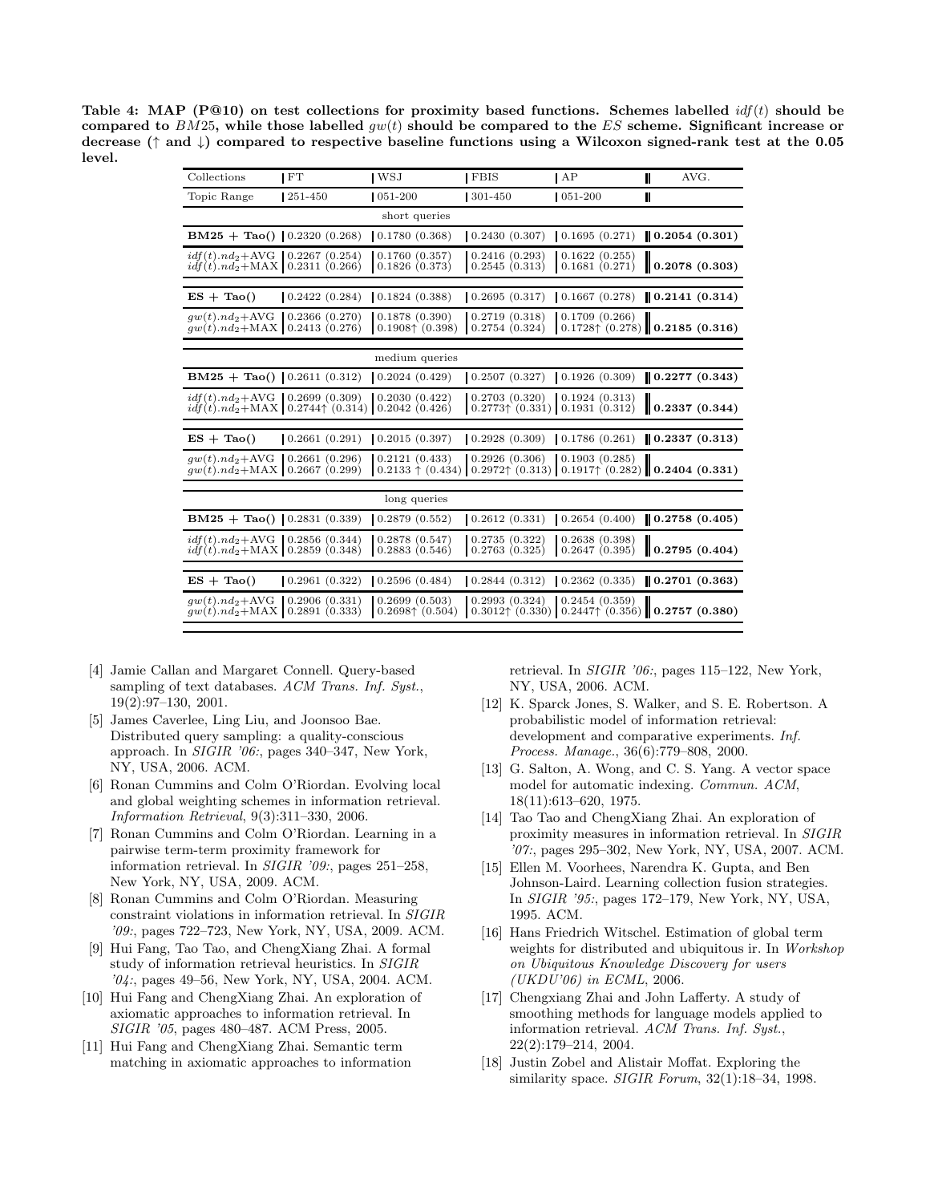**Table 4: MAP (P@10) on test collections for proximity based functions. Schemes labelled $idf(t)$ should be compared to $BM25$, while those labelled $gw(t)$ should be compared to the $ES$ scheme. Significant increase or decrease (↑ and ↓) compared to respective baseline functions using a Wilcoxon signed-rank test at the 0.05 level.**

| Collections | FT | WSJ | FBIS | AP | AVG. |
|---|---|---|---|---|---|
| Topic Range | 251-450 | 051-200 | 301-450 | 051-200 | |
| short queries | | | | | |
| **BM25 + Tao()** | 0.2320 (0.268) | 0.1780 (0.368) | 0.2430 (0.307) | 0.1695 (0.271) | **0.2054 (0.301)** |
| $idf(t).nd_2$+AVG | 0.2267 (0.254) | 0.1760 (0.357) | 0.2416 (0.293) | 0.1622 (0.255) | |
| $idf(t).nd_2$+MAX | 0.2311 (0.266) | 0.1826 (0.373) | 0.2545 (0.313) | 0.1681 (0.271) | **0.2078 (0.303)** |
| **ES + Tao()** | 0.2422 (0.284) | 0.1824 (0.388) | 0.2695 (0.317) | 0.1667 (0.278) | **0.2141 (0.314)** |
| $gw(t).nd_2$+AVG | 0.2366 (0.270) | 0.1878 (0.390) | 0.2719 (0.318) | 0.1709 (0.266) | |
| $gw(t).nd_2$+MAX | 0.2413 (0.276) | 0.1908↑ (0.398) | 0.2754 (0.324) | 0.1728↑ (0.278) | **0.2185 (0.316)** |
| medium queries | | | | | |
| **BM25 + Tao()** | 0.2611 (0.312) | 0.2024 (0.429) | 0.2507 (0.327) | 0.1926 (0.309) | **0.2277 (0.343)** |
| $idf(t).nd_2$+AVG | 0.2699 (0.309) | 0.2030 (0.422) | 0.2703 (0.320) | 0.1924 (0.313) | |
| $idf(t).nd_2$+MAX | 0.2744↑ (0.314) | 0.2042 (0.426) | 0.2773↑ (0.331) | 0.1931 (0.312) | **0.2337 (0.344)** |
| **ES + Tao()** | 0.2661 (0.291) | 0.2015 (0.397) | 0.2928 (0.309) | 0.1786 (0.261) | **0.2337 (0.313)** |
| $gw(t).nd_2$+AVG | 0.2661 (0.296) | 0.2121 (0.433) | 0.2926 (0.306) | 0.1903 (0.285) | |
| $gw(t).nd_2$+MAX | 0.2667 (0.299) | 0.2133 ↑ (0.434) | 0.2972↑ (0.313) | 0.1917↑ (0.282) | **0.2404 (0.331)** |
| long queries | | | | | |
| **BM25 + Tao()** | 0.2831 (0.339) | 0.2879 (0.552) | 0.2612 (0.331) | 0.2654 (0.400) | **0.2758 (0.405)** |
| $idf(t).nd_2$+AVG | 0.2856 (0.344) | 0.2878 (0.547) | 0.2735 (0.322) | 0.2638 (0.398) | |
| $idf(t).nd_2$+MAX | 0.2859 (0.348) | 0.2883 (0.546) | 0.2763 (0.325) | 0.2647 (0.395) | **0.2795 (0.404)** |
| **ES + Tao()** | 0.2961 (0.322) | 0.2596 (0.484) | 0.2844 (0.312) | 0.2362 (0.335) | **0.2701 (0.363)** |
| $gw(t).nd_2$+AVG | 0.2906 (0.331) | 0.2699 (0.503) | 0.2993 (0.324) | 0.2454 (0.359) | |
| $gw(t).nd_2$+MAX | 0.2891 (0.333) | 0.2698↑ (0.504) | 0.3012↑ (0.330) | 0.2447↑ (0.356) | **0.2757 (0.380)** |

[4] Jamie Callan and Margaret Connell. Query-based sampling of text databases. *ACM Trans. Inf. Syst.*, 19(2):97–130, 2001.

[5] James Caverlee, Ling Liu, and Joonsoo Bae. Distributed query sampling: a quality-conscious approach. In *SIGIR '06:*, pages 340–347, New York, NY, USA, 2006. ACM.

[6] Ronan Cummins and Colm O'Riordan. Evolving local and global weighting schemes in information retrieval. *Information Retrieval*, 9(3):311–330, 2006.

[7] Ronan Cummins and Colm O'Riordan. Learning in a pairwise term-term proximity framework for information retrieval. In *SIGIR '09:*, pages 251–258, New York, NY, USA, 2009. ACM.

[8] Ronan Cummins and Colm O'Riordan. Measuring constraint violations in information retrieval. In *SIGIR '09:*, pages 722–723, New York, NY, USA, 2009. ACM.

[9] Hui Fang, Tao Tao, and ChengXiang Zhai. A formal study of information retrieval heuristics. In *SIGIR '04:*, pages 49–56, New York, NY, USA, 2004. ACM.

[10] Hui Fang and ChengXiang Zhai. An exploration of axiomatic approaches to information retrieval. In *SIGIR '05*, pages 480–487. ACM Press, 2005.

[11] Hui Fang and ChengXiang Zhai. Semantic term matching in axiomatic approaches to information retrieval. In *SIGIR '06:*, pages 115–122, New York, NY, USA, 2006. ACM.

[12] K. Sparck Jones, S. Walker, and S. E. Robertson. A probabilistic model of information retrieval: development and comparative experiments. *Inf. Process. Manage.*, 36(6):779–808, 2000.

[13] G. Salton, A. Wong, and C. S. Yang. A vector space model for automatic indexing. *Commun. ACM*, 18(11):613–620, 1975.

[14] Tao Tao and ChengXiang Zhai. An exploration of proximity measures in information retrieval. In *SIGIR '07:*, pages 295–302, New York, NY, USA, 2007. ACM.

[15] Ellen M. Voorhees, Narendra K. Gupta, and Ben Johnson-Laird. Learning collection fusion strategies. In *SIGIR '95:*, pages 172–179, New York, NY, USA, 1995. ACM.

[16] Hans Friedrich Witschel. Estimation of global term weights for distributed and ubiquitous ir. In *Workshop on Ubiquitous Knowledge Discovery for users (UKDU'06) in ECML*, 2006.

[17] Chengxiang Zhai and John Lafferty. A study of smoothing methods for language models applied to information retrieval. *ACM Trans. Inf. Syst.*, 22(2):179–214, 2004.

[18] Justin Zobel and Alistair Moffat. Exploring the similarity space. *SIGIR Forum*, 32(1):18–34, 1998.